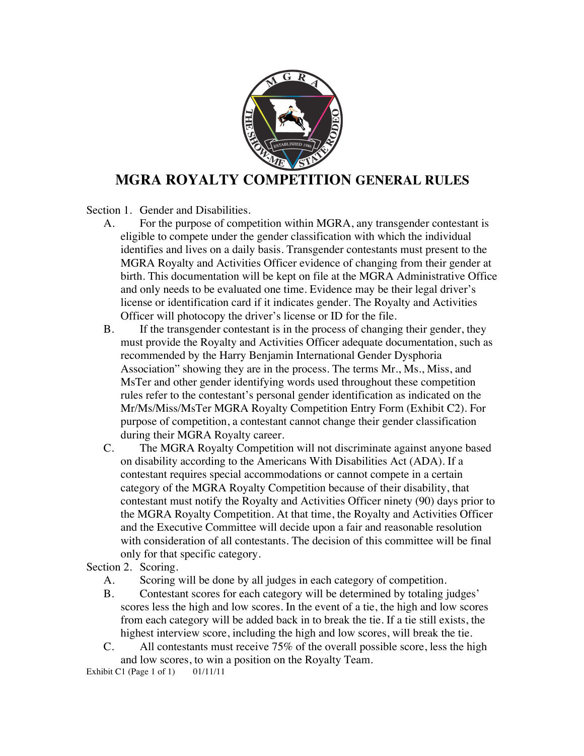# MGRA ROYALTY COMPETITION GENERAL RULES

Section 1. Gender and Disabilities.

A. For the purpose of competition within MGRA, any transgender contestant is eligible to compete under the gender classification with which the individual identifies and lives on a daily basis. Transgender contestants must present to the MGRA Royalty and Activities Officer evidence of changing from their gender at birth. This documentation will be kept on file at the MGRA Administrative Office and only needs to be evaluated one time. Evidence may be their legal driver's license or identification card if it indicates gender. The Royalty and Activities Officer will photocopy the driver's license or ID for the file.

B. If the transgender contestant is in the process of changing their gender, they must provide the Royalty and Activities Officer adequate documentation, such as recommended by the Harry Benjamin International Gender Dysphoria Association" showing they are in the process. The terms Mr., Ms., Miss, and MsTer and other gender identifying words used throughout these competition rules refer to the contestant's personal gender identification as indicated on the Mr/Ms/Miss/MsTer MGRA Royalty Competition Entry Form (Exhibit C2). For purpose of competition, a contestant cannot change their gender classification during their MGRA Royalty career.

C. The MGRA Royalty Competition will not discriminate against anyone based on disability according to the Americans With Disabilities Act (ADA). If a contestant requires special accommodations or cannot compete in a certain category of the MGRA Royalty Competition because of their disability, that contestant must notify the Royalty and Activities Officer ninety (90) days prior to the MGRA Royalty Competition. At that time, the Royalty and Activities Officer and the Executive Committee will decide upon a fair and reasonable resolution with consideration of all contestants. The decision of this committee will be final only for that specific category.

Section 2. Scoring.

A. Scoring will be done by all judges in each category of competition.

B. Contestant scores for each category will be determined by totaling judges' scores less the high and low scores. In the event of a tie, the high and low scores from each category will be added back in to break the tie. If a tie still exists, the highest interview score, including the high and low scores, will break the tie.

C. All contestants must receive 75% of the overall possible score, less the high and low scores, to win a position on the Royalty Team.

Exhibit C1 (Page 1 of 1) 01/11/11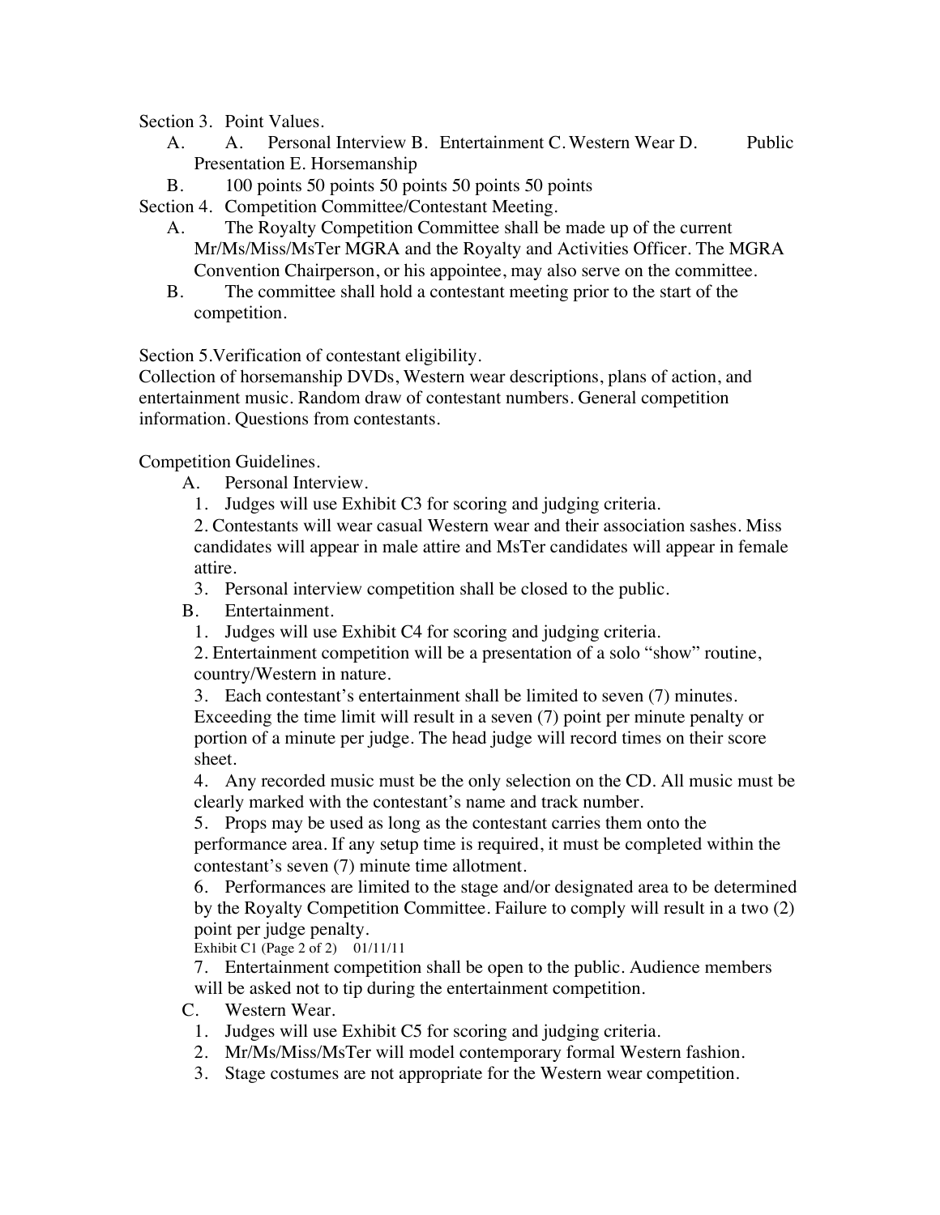Section 3. Point Values.

A. A. Personal Interview B. Entertainment C. Western Wear D. Public Presentation E. Horsemanship

B. 100 points 50 points 50 points 50 points 50 points

Section 4. Competition Committee/Contestant Meeting.

A. The Royalty Competition Committee shall be made up of the current Mr/Ms/Miss/MsTer MGRA and the Royalty and Activities Officer. The MGRA Convention Chairperson, or his appointee, may also serve on the committee.

B. The committee shall hold a contestant meeting prior to the start of the competition.

Section 5.Verification of contestant eligibility.

Collection of horsemanship DVDs, Western wear descriptions, plans of action, and entertainment music. Random draw of contestant numbers. General competition information. Questions from contestants.

Competition Guidelines.

A. Personal Interview.

1. Judges will use Exhibit C3 for scoring and judging criteria.
2. Contestants will wear casual Western wear and their association sashes. Miss candidates will appear in male attire and MsTer candidates will appear in female attire.
3. Personal interview competition shall be closed to the public.

B. Entertainment.

1. Judges will use Exhibit C4 for scoring and judging criteria.
2. Entertainment competition will be a presentation of a solo "show" routine, country/Western in nature.
3. Each contestant's entertainment shall be limited to seven (7) minutes. Exceeding the time limit will result in a seven (7) point per minute penalty or portion of a minute per judge. The head judge will record times on their score sheet.
4. Any recorded music must be the only selection on the CD. All music must be clearly marked with the contestant's name and track number.
5. Props may be used as long as the contestant carries them onto the performance area. If any setup time is required, it must be completed within the contestant's seven (7) minute time allotment.
6. Performances are limited to the stage and/or designated area to be determined by the Royalty Competition Committee. Failure to comply will result in a two (2) point per judge penalty.

Exhibit C1 (Page 2 of 2) 01/11/11

7. Entertainment competition shall be open to the public. Audience members will be asked not to tip during the entertainment competition.

C. Western Wear.

1. Judges will use Exhibit C5 for scoring and judging criteria.
2. Mr/Ms/Miss/MsTer will model contemporary formal Western fashion.
3. Stage costumes are not appropriate for the Western wear competition.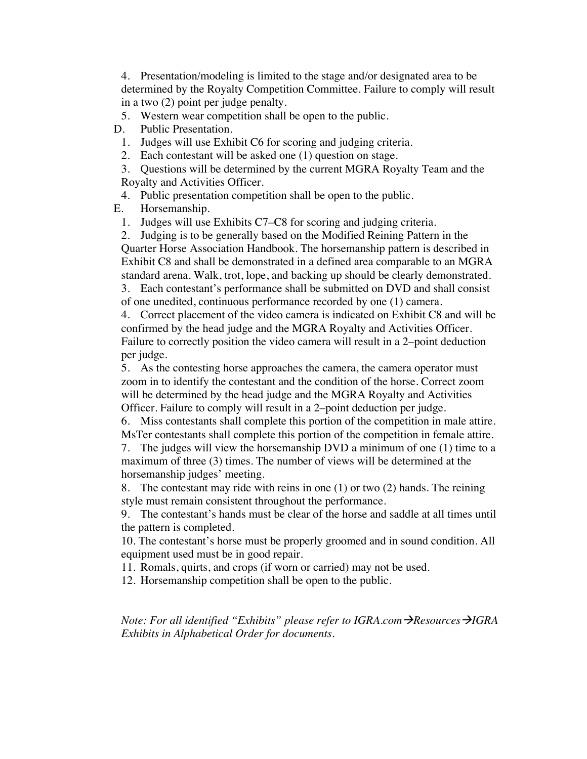4. Presentation/modeling is limited to the stage and/or designated area to be determined by the Royalty Competition Committee. Failure to comply will result in a two (2) point per judge penalty.
5. Western wear competition shall be open to the public.

D. Public Presentation.

1. Judges will use Exhibit C6 for scoring and judging criteria.
2. Each contestant will be asked one (1) question on stage.
3. Questions will be determined by the current MGRA Royalty Team and the Royalty and Activities Officer.
4. Public presentation competition shall be open to the public.

E. Horsemanship.

1. Judges will use Exhibits C7–C8 for scoring and judging criteria.
2. Judging is to be generally based on the Modified Reining Pattern in the Quarter Horse Association Handbook. The horsemanship pattern is described in Exhibit C8 and shall be demonstrated in a defined area comparable to an MGRA standard arena. Walk, trot, lope, and backing up should be clearly demonstrated.
3. Each contestant's performance shall be submitted on DVD and shall consist of one unedited, continuous performance recorded by one (1) camera.
4. Correct placement of the video camera is indicated on Exhibit C8 and will be confirmed by the head judge and the MGRA Royalty and Activities Officer. Failure to correctly position the video camera will result in a 2–point deduction per judge.
5. As the contesting horse approaches the camera, the camera operator must zoom in to identify the contestant and the condition of the horse. Correct zoom will be determined by the head judge and the MGRA Royalty and Activities Officer. Failure to comply will result in a 2–point deduction per judge.
6. Miss contestants shall complete this portion of the competition in male attire. MsTer contestants shall complete this portion of the competition in female attire.
7. The judges will view the horsemanship DVD a minimum of one (1) time to a maximum of three (3) times. The number of views will be determined at the horsemanship judges' meeting.
8. The contestant may ride with reins in one (1) or two (2) hands. The reining style must remain consistent throughout the performance.
9. The contestant's hands must be clear of the horse and saddle at all times until the pattern is completed.
10. The contestant's horse must be properly groomed and in sound condition. All equipment used must be in good repair.
11. Romals, quirts, and crops (if worn or carried) may not be used.
12. Horsemanship competition shall be open to the public.

*Note: For all identified "Exhibits" please refer to IGRA.com→Resources→IGRA Exhibits in Alphabetical Order for documents.*